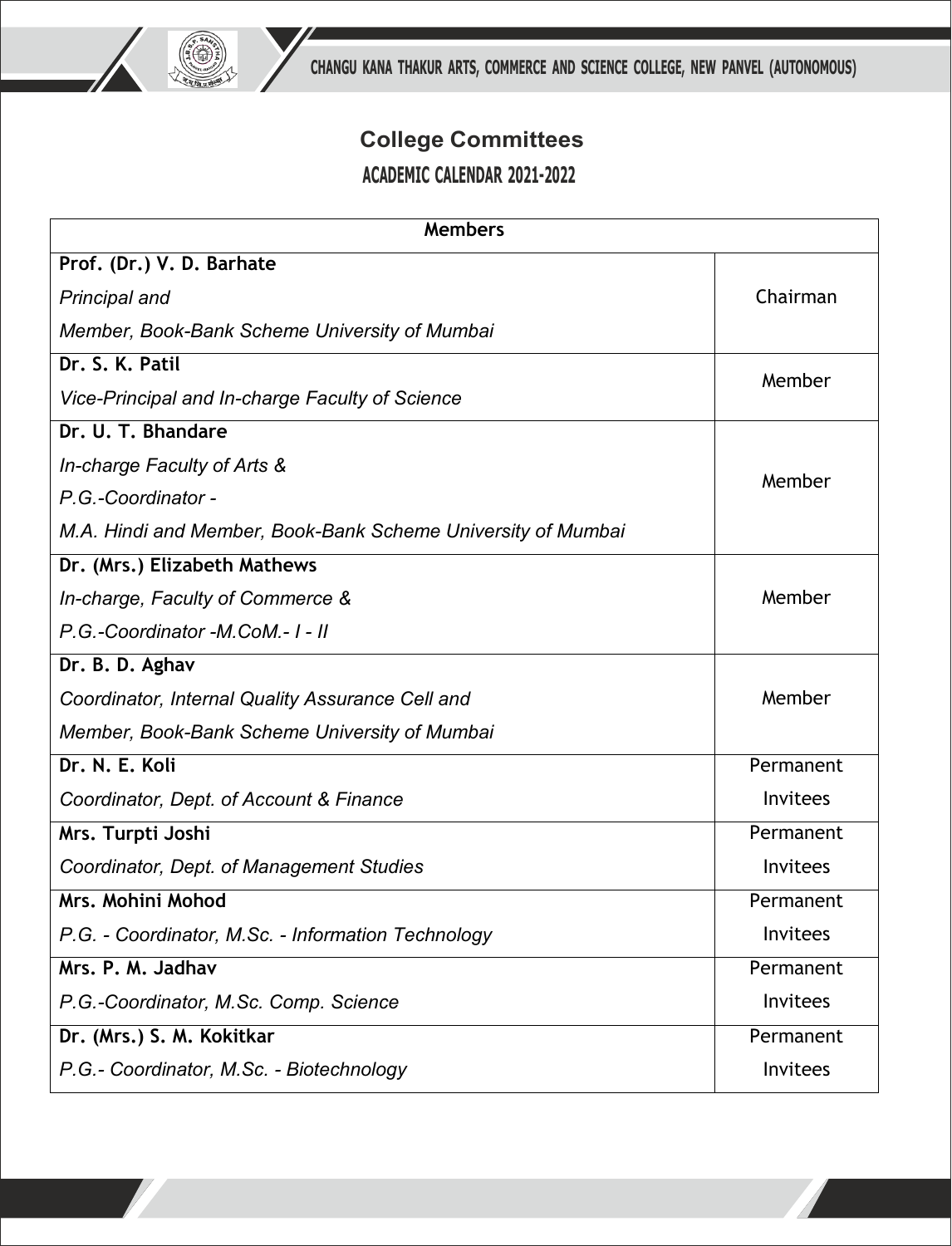## College Committees

### ACADEMIC CALENDAR 2021-2022

| Members | |
|---|---|
| **Prof. (Dr.) V. D. Barhate**<br>*Principal and*<br>*Member, Book-Bank Scheme University of Mumbai* | Chairman |
| **Dr. S. K. Patil**<br>*Vice-Principal and In-charge Faculty of Science* | Member |
| **Dr. U. T. Bhandare**<br>*In-charge Faculty of Arts &*<br>*P.G.-Coordinator -*<br>*M.A. Hindi and Member, Book-Bank Scheme University of Mumbai* | Member |
| **Dr. (Mrs.) Elizabeth Mathews**<br>*In-charge, Faculty of Commerce &*<br>*P.G.-Coordinator -M.CoM.- I - II* | Member |
| **Dr. B. D. Aghav**<br>*Coordinator, Internal Quality Assurance Cell and*<br>*Member, Book-Bank Scheme University of Mumbai* | Member |
| **Dr. N. E. Koli**<br>*Coordinator, Dept. of Account & Finance* | Permanent Invitees |
| **Mrs. Turpti Joshi**<br>*Coordinator, Dept. of Management Studies* | Permanent Invitees |
| **Mrs. Mohini Mohod**<br>*P.G. - Coordinator, M.Sc. - Information Technology* | Permanent Invitees |
| **Mrs. P. M. Jadhav**<br>*P.G.-Coordinator, M.Sc. Comp. Science* | Permanent Invitees |
| **Dr. (Mrs.) S. M. Kokitkar**<br>*P.G.- Coordinator, M.Sc. - Biotechnology* | Permanent Invitees |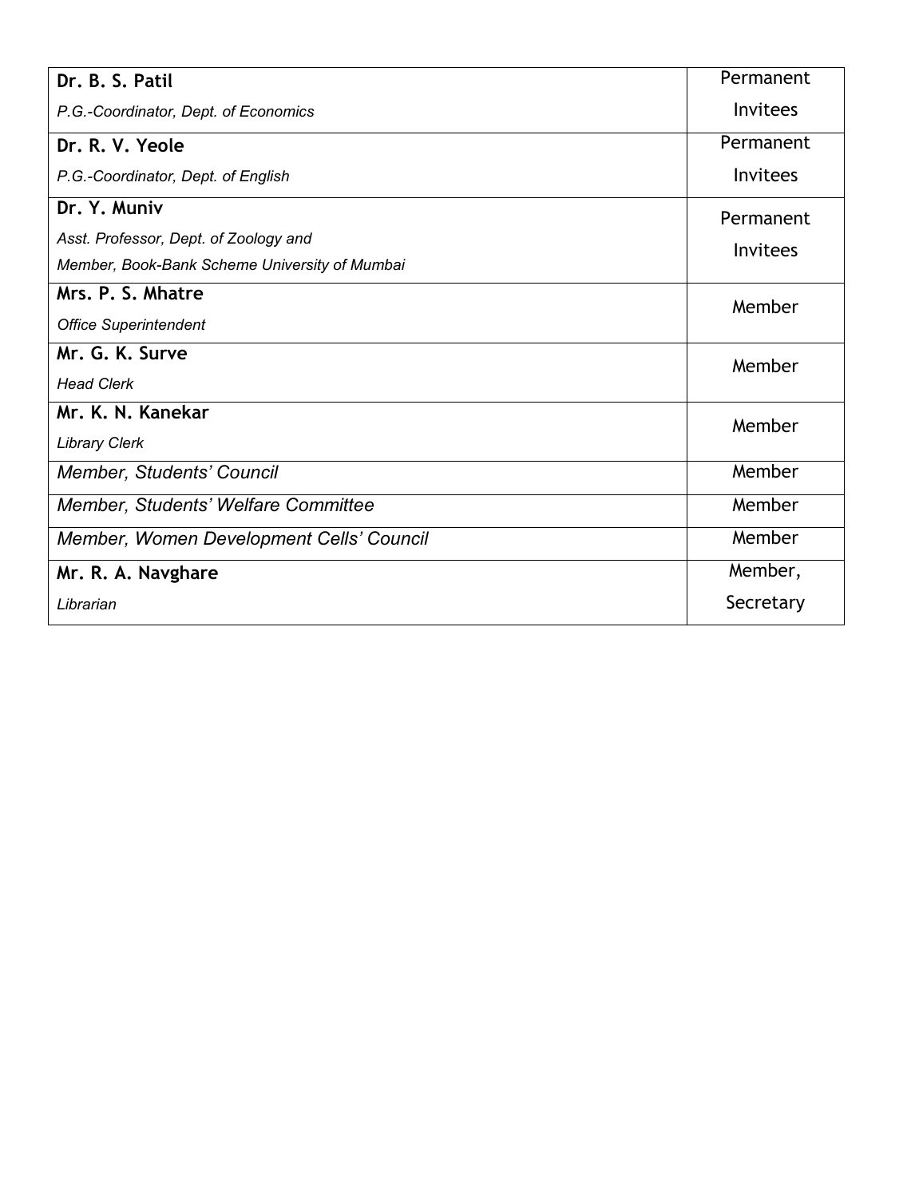| | |
|---|---|
| **Dr. B. S. Patil**<br>*P.G.-Coordinator, Dept. of Economics* | Permanent Invitees |
| **Dr. R. V. Yeole**<br>*P.G.-Coordinator, Dept. of English* | Permanent Invitees |
| **Dr. Y. Muniv**<br>*Asst. Professor, Dept. of Zoology and*<br>*Member, Book-Bank Scheme University of Mumbai* | Permanent Invitees |
| **Mrs. P. S. Mhatre**<br>*Office Superintendent* | Member |
| **Mr. G. K. Surve**<br>*Head Clerk* | Member |
| **Mr. K. N. Kanekar**<br>*Library Clerk* | Member |
| *Member, Students' Council* | Member |
| *Member, Students' Welfare Committee* | Member |
| *Member, Women Development Cells' Council* | Member |
| **Mr. R. A. Navghare**<br>*Librarian* | Member, Secretary |